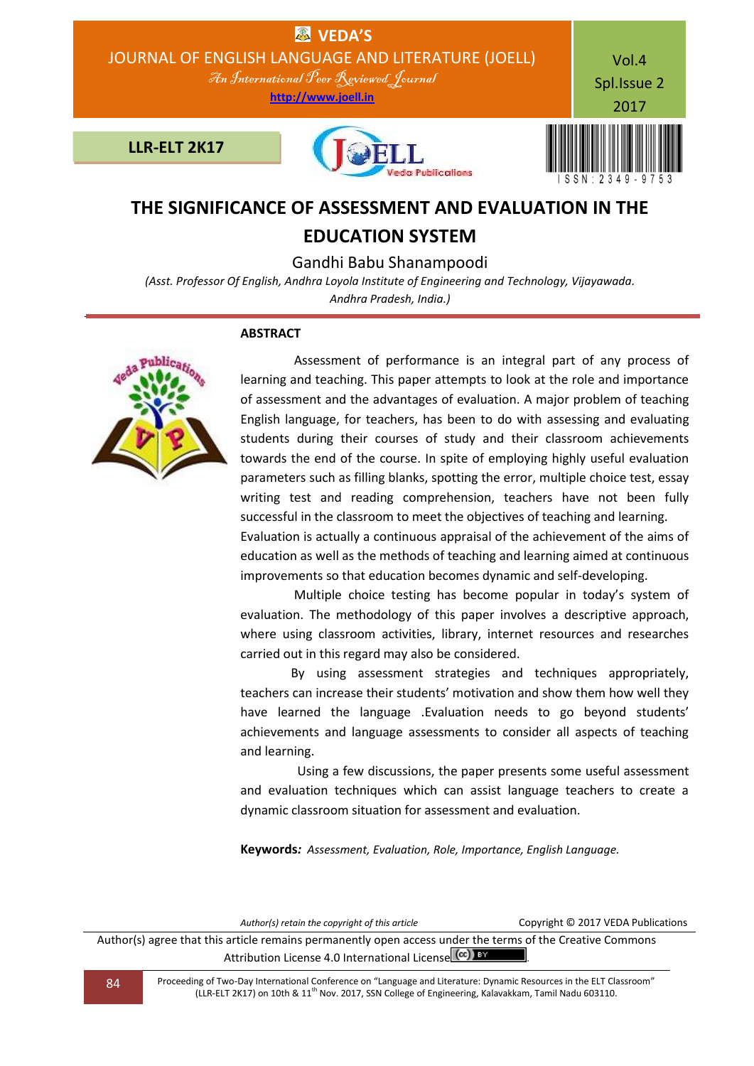# THE SIGNIFICANCE OF ASSESSMENT AND EVALUATION IN THE EDUCATION SYSTEM

Gandhi Babu Shanampoodi

*(Asst. Professor Of English, Andhra Loyola Institute of Engineering and Technology, Vijayawada. Andhra Pradesh, India.)*

## ABSTRACT

Assessment of performance is an integral part of any process of learning and teaching. This paper attempts to look at the role and importance of assessment and the advantages of evaluation. A major problem of teaching English language, for teachers, has been to do with assessing and evaluating students during their courses of study and their classroom achievements towards the end of the course. In spite of employing highly useful evaluation parameters such as filling blanks, spotting the error, multiple choice test, essay writing test and reading comprehension, teachers have not been fully successful in the classroom to meet the objectives of teaching and learning. Evaluation is actually a continuous appraisal of the achievement of the aims of education as well as the methods of teaching and learning aimed at continuous improvements so that education becomes dynamic and self-developing.

Multiple choice testing has become popular in today's system of evaluation. The methodology of this paper involves a descriptive approach, where using classroom activities, library, internet resources and researches carried out in this regard may also be considered.

By using assessment strategies and techniques appropriately, teachers can increase their students' motivation and show them how well they have learned the language .Evaluation needs to go beyond students' achievements and language assessments to consider all aspects of teaching and learning.

Using a few discussions, the paper presents some useful assessment and evaluation techniques which can assist language teachers to create a dynamic classroom situation for assessment and evaluation.

**Keywords***: Assessment, Evaluation, Role, Importance, English Language.*

*Author(s) retain the copyright of this article* Copyright © 2017 VEDA Publications

Author(s) agree that this article remains permanently open access under the terms of the Creative Commons Attribution License 4.0 International License.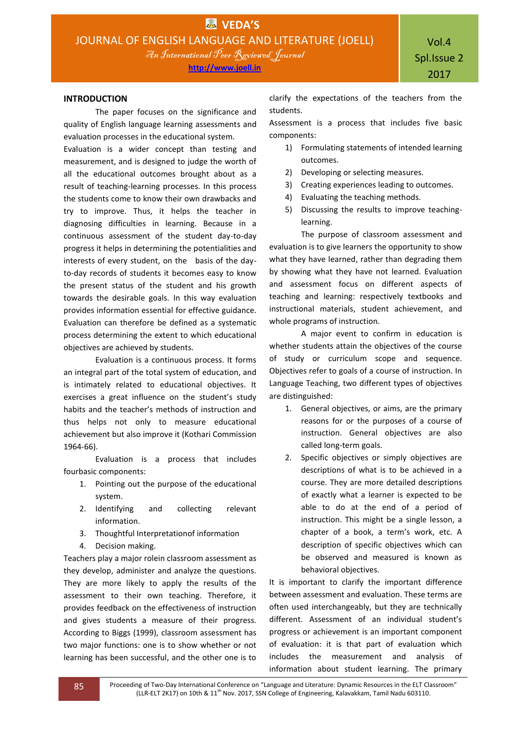## INTRODUCTION

The paper focuses on the significance and quality of English language learning assessments and evaluation processes in the educational system.

Evaluation is a wider concept than testing and measurement, and is designed to judge the worth of all the educational outcomes brought about as a result of teaching-learning processes. In this process the students come to know their own drawbacks and try to improve. Thus, it helps the teacher in diagnosing difficulties in learning. Because in a continuous assessment of the student day-to-day progress it helps in determining the potentialities and interests of every student, on the basis of the day-to-day records of students it becomes easy to know the present status of the student and his growth towards the desirable goals. In this way evaluation provides information essential for effective guidance. Evaluation can therefore be defined as a systematic process determining the extent to which educational objectives are achieved by students.

Evaluation is a continuous process. It forms an integral part of the total system of education, and is intimately related to educational objectives. It exercises a great influence on the student's study habits and the teacher's methods of instruction and thus helps not only to measure educational achievement but also improve it (Kothari Commission 1964-66).

Evaluation is a process that includes fourbasic components:

1. Pointing out the purpose of the educational system.
2. Identifying and collecting relevant information.
3. Thoughtful Interpretationof information
4. Decision making.

Teachers play a major rolein classroom assessment as they develop, administer and analyze the questions. They are more likely to apply the results of the assessment to their own teaching. Therefore, it provides feedback on the effectiveness of instruction and gives students a measure of their progress. According to Biggs (1999), classroom assessment has two major functions: one is to show whether or not learning has been successful, and the other one is to clarify the expectations of the teachers from the students.

Assessment is a process that includes five basic components:

1) Formulating statements of intended learning outcomes.
2) Developing or selecting measures.
3) Creating experiences leading to outcomes.
4) Evaluating the teaching methods.
5) Discussing the results to improve teaching-learning.

The purpose of classroom assessment and evaluation is to give learners the opportunity to show what they have learned, rather than degrading them by showing what they have not learned. Evaluation and assessment focus on different aspects of teaching and learning: respectively textbooks and instructional materials, student achievement, and whole programs of instruction.

A major event to confirm in education is whether students attain the objectives of the course of study or curriculum scope and sequence. Objectives refer to goals of a course of instruction. In Language Teaching, two different types of objectives are distinguished:

1. General objectives, or aims, are the primary reasons for or the purposes of a course of instruction. General objectives are also called long-term goals.
2. Specific objectives or simply objectives are descriptions of what is to be achieved in a course. They are more detailed descriptions of exactly what a learner is expected to be able to do at the end of a period of instruction. This might be a single lesson, a chapter of a book, a term's work, etc. A description of specific objectives which can be observed and measured is known as behavioral objectives.

It is important to clarify the important difference between assessment and evaluation. These terms are often used interchangeably, but they are technically different. Assessment of an individual student's progress or achievement is an important component of evaluation: it is that part of evaluation which includes the measurement and analysis of information about student learning. The primary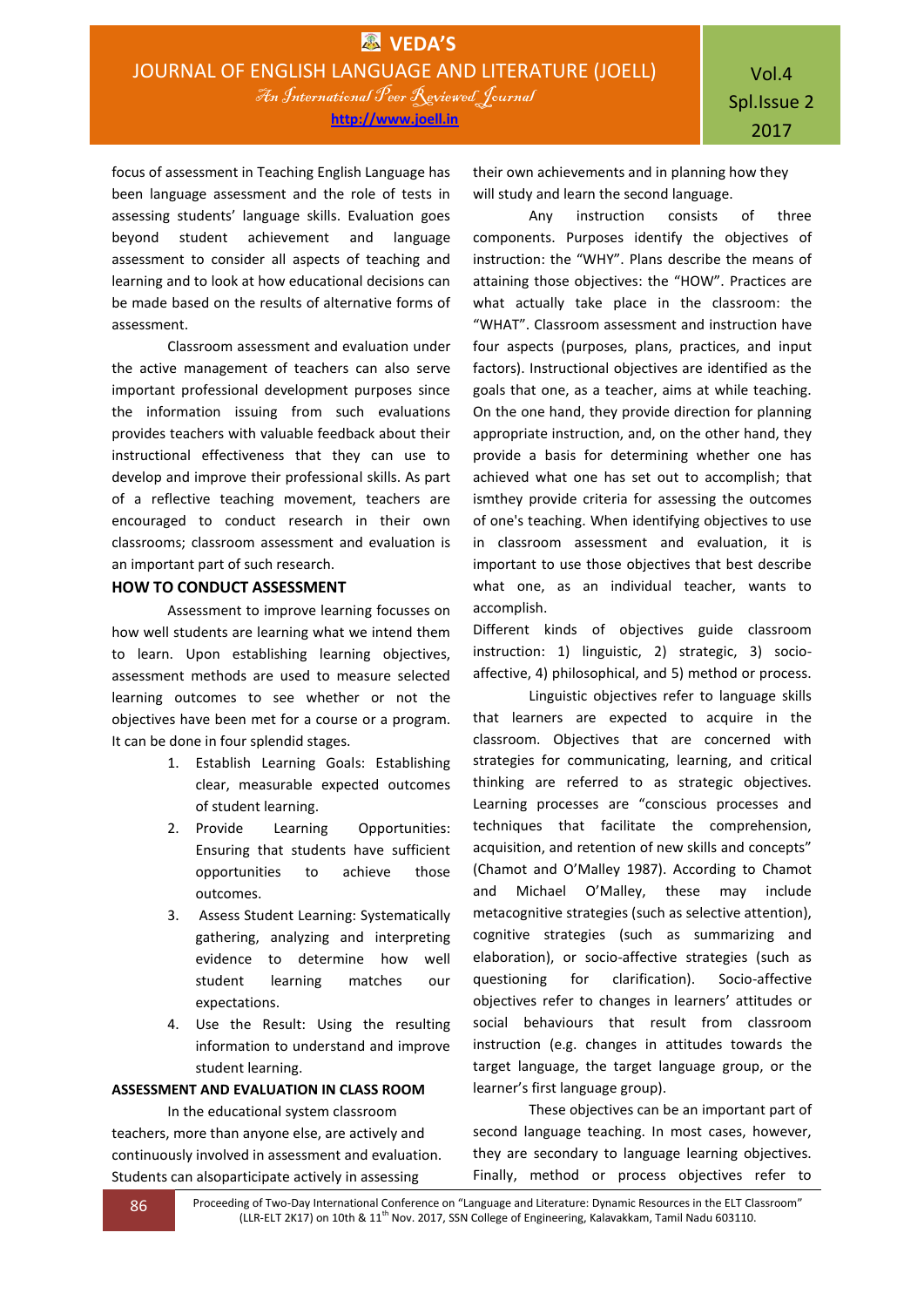focus of assessment in Teaching English Language has been language assessment and the role of tests in assessing students' language skills. Evaluation goes beyond student achievement and language assessment to consider all aspects of teaching and learning and to look at how educational decisions can be made based on the results of alternative forms of assessment.

Classroom assessment and evaluation under the active management of teachers can also serve important professional development purposes since the information issuing from such evaluations provides teachers with valuable feedback about their instructional effectiveness that they can use to develop and improve their professional skills. As part of a reflective teaching movement, teachers are encouraged to conduct research in their own classrooms; classroom assessment and evaluation is an important part of such research.

## HOW TO CONDUCT ASSESSMENT

Assessment to improve learning focusses on how well students are learning what we intend them to learn. Upon establishing learning objectives, assessment methods are used to measure selected learning outcomes to see whether or not the objectives have been met for a course or a program. It can be done in four splendid stages.

1. Establish Learning Goals: Establishing clear, measurable expected outcomes of student learning.
2. Provide Learning Opportunities: Ensuring that students have sufficient opportunities to achieve those outcomes.
3. Assess Student Learning: Systematically gathering, analyzing and interpreting evidence to determine how well student learning matches our expectations.
4. Use the Result: Using the resulting information to understand and improve student learning.

## ASSESSMENT AND EVALUATION IN CLASS ROOM

In the educational system classroom teachers, more than anyone else, are actively and continuously involved in assessment and evaluation. Students can alsoparticipate actively in assessing their own achievements and in planning how they will study and learn the second language.

Any instruction consists of three components. Purposes identify the objectives of instruction: the "WHY". Plans describe the means of attaining those objectives: the "HOW". Practices are what actually take place in the classroom: the "WHAT". Classroom assessment and instruction have four aspects (purposes, plans, practices, and input factors). Instructional objectives are identified as the goals that one, as a teacher, aims at while teaching. On the one hand, they provide direction for planning appropriate instruction, and, on the other hand, they provide a basis for determining whether one has achieved what one has set out to accomplish; that ismthey provide criteria for assessing the outcomes of one's teaching. When identifying objectives to use in classroom assessment and evaluation, it is important to use those objectives that best describe what one, as an individual teacher, wants to accomplish.

Different kinds of objectives guide classroom instruction: 1) linguistic, 2) strategic, 3) socio-affective, 4) philosophical, and 5) method or process.

Linguistic objectives refer to language skills that learners are expected to acquire in the classroom. Objectives that are concerned with strategies for communicating, learning, and critical thinking are referred to as strategic objectives. Learning processes are "conscious processes and techniques that facilitate the comprehension, acquisition, and retention of new skills and concepts" (Chamot and O'Malley 1987). According to Chamot and Michael O'Malley, these may include metacognitive strategies (such as selective attention), cognitive strategies (such as summarizing and elaboration), or socio-affective strategies (such as questioning for clarification). Socio-affective objectives refer to changes in learners' attitudes or social behaviours that result from classroom instruction (e.g. changes in attitudes towards the target language, the target language group, or the learner's first language group).

These objectives can be an important part of second language teaching. In most cases, however, they are secondary to language learning objectives. Finally, method or process objectives refer to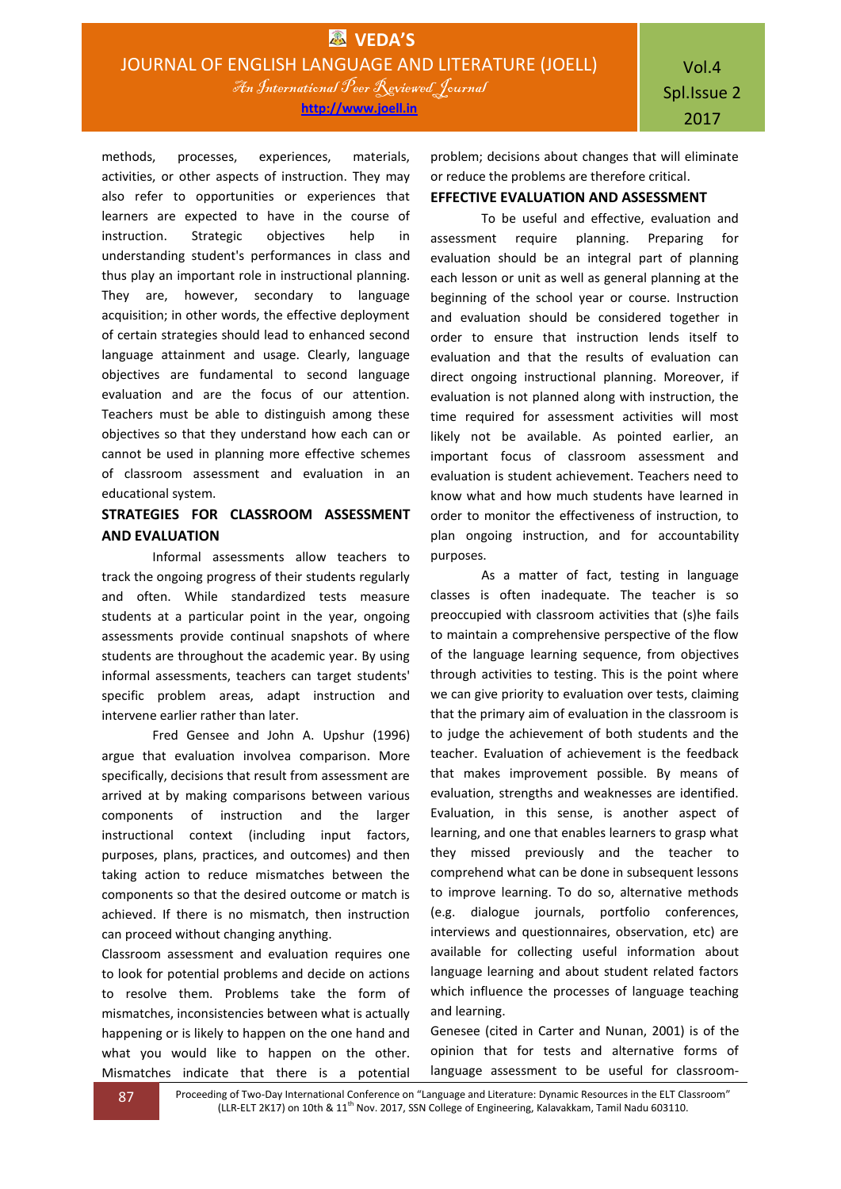methods, processes, experiences, materials, activities, or other aspects of instruction. They may also refer to opportunities or experiences that learners are expected to have in the course of instruction. Strategic objectives help in understanding student's performances in class and thus play an important role in instructional planning. They are, however, secondary to language acquisition; in other words, the effective deployment of certain strategies should lead to enhanced second language attainment and usage. Clearly, language objectives are fundamental to second language evaluation and are the focus of our attention. Teachers must be able to distinguish among these objectives so that they understand how each can or cannot be used in planning more effective schemes of classroom assessment and evaluation in an educational system.

## STRATEGIES FOR CLASSROOM ASSESSMENT AND EVALUATION

Informal assessments allow teachers to track the ongoing progress of their students regularly and often. While standardized tests measure students at a particular point in the year, ongoing assessments provide continual snapshots of where students are throughout the academic year. By using informal assessments, teachers can target students' specific problem areas, adapt instruction and intervene earlier rather than later.

Fred Gensee and John A. Upshur (1996) argue that evaluation involvea comparison. More specifically, decisions that result from assessment are arrived at by making comparisons between various components of instruction and the larger instructional context (including input factors, purposes, plans, practices, and outcomes) and then taking action to reduce mismatches between the components so that the desired outcome or match is achieved. If there is no mismatch, then instruction can proceed without changing anything.

Classroom assessment and evaluation requires one to look for potential problems and decide on actions to resolve them. Problems take the form of mismatches, inconsistencies between what is actually happening or is likely to happen on the one hand and what you would like to happen on the other. Mismatches indicate that there is a potential problem; decisions about changes that will eliminate or reduce the problems are therefore critical.

## EFFECTIVE EVALUATION AND ASSESSMENT

To be useful and effective, evaluation and assessment require planning. Preparing for evaluation should be an integral part of planning each lesson or unit as well as general planning at the beginning of the school year or course. Instruction and evaluation should be considered together in order to ensure that instruction lends itself to evaluation and that the results of evaluation can direct ongoing instructional planning. Moreover, if evaluation is not planned along with instruction, the time required for assessment activities will most likely not be available. As pointed earlier, an important focus of classroom assessment and evaluation is student achievement. Teachers need to know what and how much students have learned in order to monitor the effectiveness of instruction, to plan ongoing instruction, and for accountability purposes.

As a matter of fact, testing in language classes is often inadequate. The teacher is so preoccupied with classroom activities that (s)he fails to maintain a comprehensive perspective of the flow of the language learning sequence, from objectives through activities to testing. This is the point where we can give priority to evaluation over tests, claiming that the primary aim of evaluation in the classroom is to judge the achievement of both students and the teacher. Evaluation of achievement is the feedback that makes improvement possible. By means of evaluation, strengths and weaknesses are identified. Evaluation, in this sense, is another aspect of learning, and one that enables learners to grasp what they missed previously and the teacher to comprehend what can be done in subsequent lessons to improve learning. To do so, alternative methods (e.g. dialogue journals, portfolio conferences, interviews and questionnaires, observation, etc) are available for collecting useful information about language learning and about student related factors which influence the processes of language teaching and learning.

Genesee (cited in Carter and Nunan, 2001) is of the opinion that for tests and alternative forms of language assessment to be useful for classroom-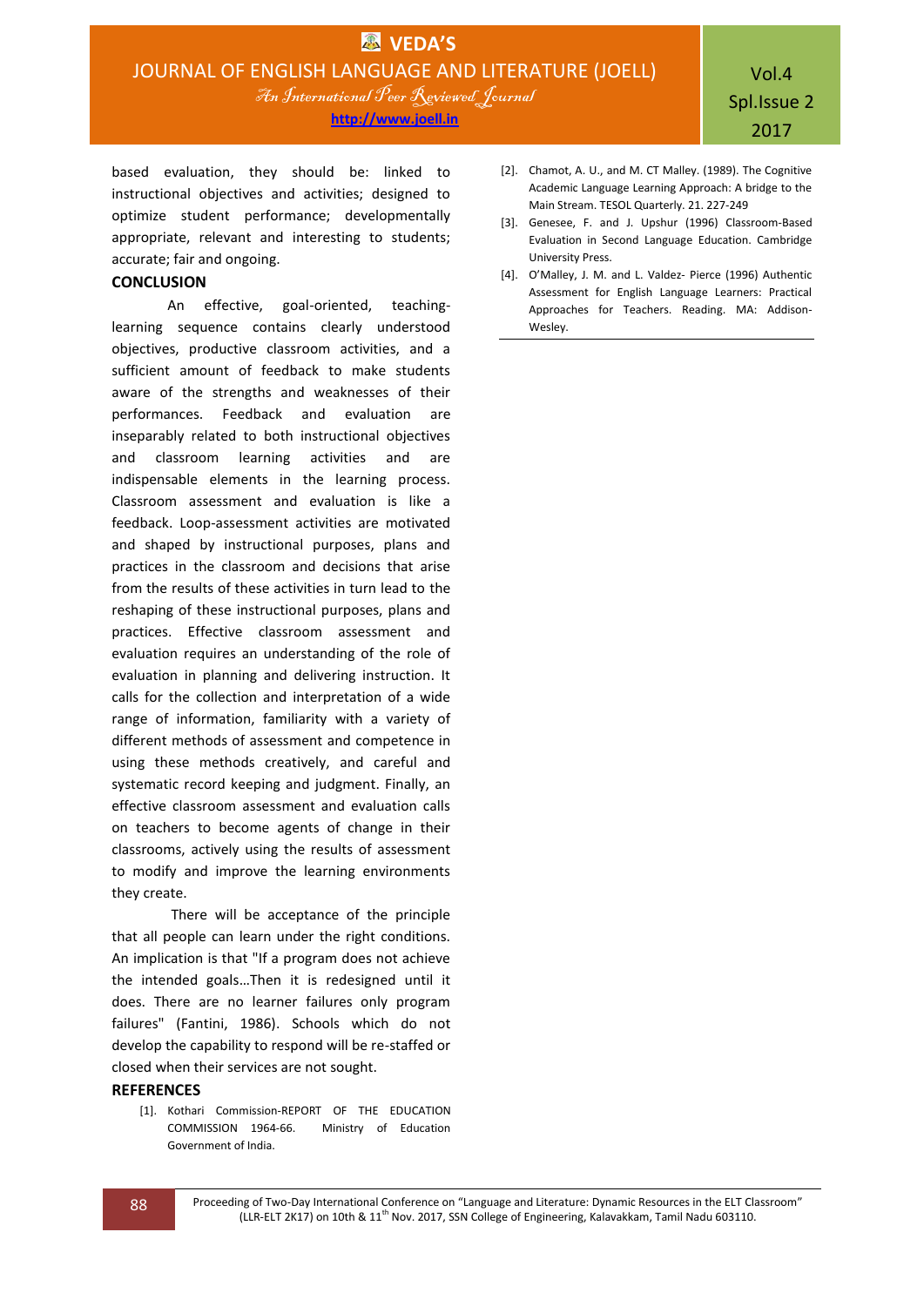based evaluation, they should be: linked to instructional objectives and activities; designed to optimize student performance; developmentally appropriate, relevant and interesting to students; accurate; fair and ongoing.

## CONCLUSION

An effective, goal-oriented, teaching-learning sequence contains clearly understood objectives, productive classroom activities, and a sufficient amount of feedback to make students aware of the strengths and weaknesses of their performances. Feedback and evaluation are inseparably related to both instructional objectives and classroom learning activities and are indispensable elements in the learning process. Classroom assessment and evaluation is like a feedback. Loop-assessment activities are motivated and shaped by instructional purposes, plans and practices in the classroom and decisions that arise from the results of these activities in turn lead to the reshaping of these instructional purposes, plans and practices. Effective classroom assessment and evaluation requires an understanding of the role of evaluation in planning and delivering instruction. It calls for the collection and interpretation of a wide range of information, familiarity with a variety of different methods of assessment and competence in using these methods creatively, and careful and systematic record keeping and judgment. Finally, an effective classroom assessment and evaluation calls on teachers to become agents of change in their classrooms, actively using the results of assessment to modify and improve the learning environments they create.

There will be acceptance of the principle that all people can learn under the right conditions. An implication is that "If a program does not achieve the intended goals…Then it is redesigned until it does. There are no learner failures only program failures" (Fantini, 1986). Schools which do not develop the capability to respond will be re-staffed or closed when their services are not sought.

## REFERENCES

[1]. Kothari Commission-REPORT OF THE EDUCATION COMMISSION 1964-66. Ministry of Education Government of India.

[2]. Chamot, A. U., and M. CT Malley. (1989). The Cognitive Academic Language Learning Approach: A bridge to the Main Stream. TESOL Quarterly. 21. 227-249

[3]. Genesee, F. and J. Upshur (1996) Classroom-Based Evaluation in Second Language Education. Cambridge University Press.

[4]. O'Malley, J. M. and L. Valdez- Pierce (1996) Authentic Assessment for English Language Learners: Practical Approaches for Teachers. Reading. MA: Addison-Wesley.